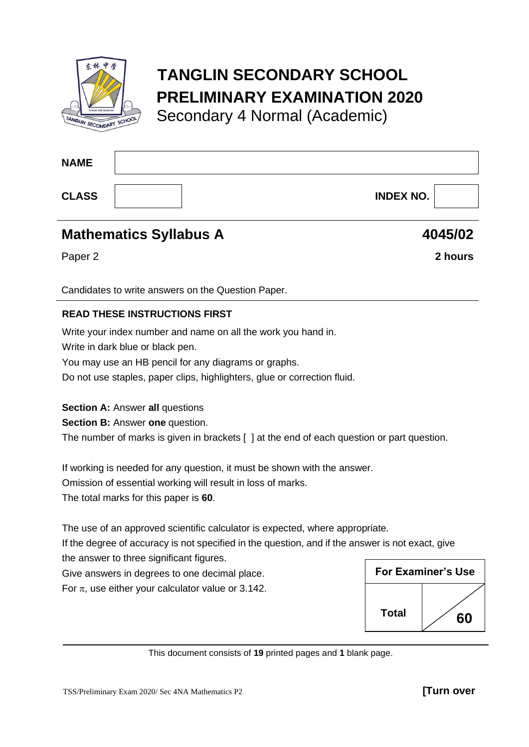# TANGLIN SECONDARY SCHOOL
# PRELIMINARY EXAMINATION 2020
Secondary 4 Normal (Academic)

| | | | |
|---|---|---|---|
| **NAME** | | | |
| **CLASS** | | **INDEX NO.** | |

## Mathematics Syllabus A — 4045/02

Paper 2 — **2 hours**

Candidates to write answers on the Question Paper.

**READ THESE INSTRUCTIONS FIRST**

Write your index number and name on all the work you hand in.
Write in dark blue or black pen.
You may use an HB pencil for any diagrams or graphs.
Do not use staples, paper clips, highlighters, glue or correction fluid.

**Section A:** Answer **all** questions
**Section B:** Answer **one** question.
The number of marks is given in brackets [ ] at the end of each question or part question.

If working is needed for any question, it must be shown with the answer.
Omission of essential working will result in loss of marks.
The total marks for this paper is **60**.

The use of an approved scientific calculator is expected, where appropriate.
If the degree of accuracy is not specified in the question, and if the answer is not exact, give the answer to three significant figures.
Give answers in degrees to one decimal place.
For $\pi$, use either your calculator value or 3.142.

| For Examiner's Use | |
|---|---|
| **Total** | **60** |

This document consists of **19** printed pages and **1** blank page.

**[Turn over**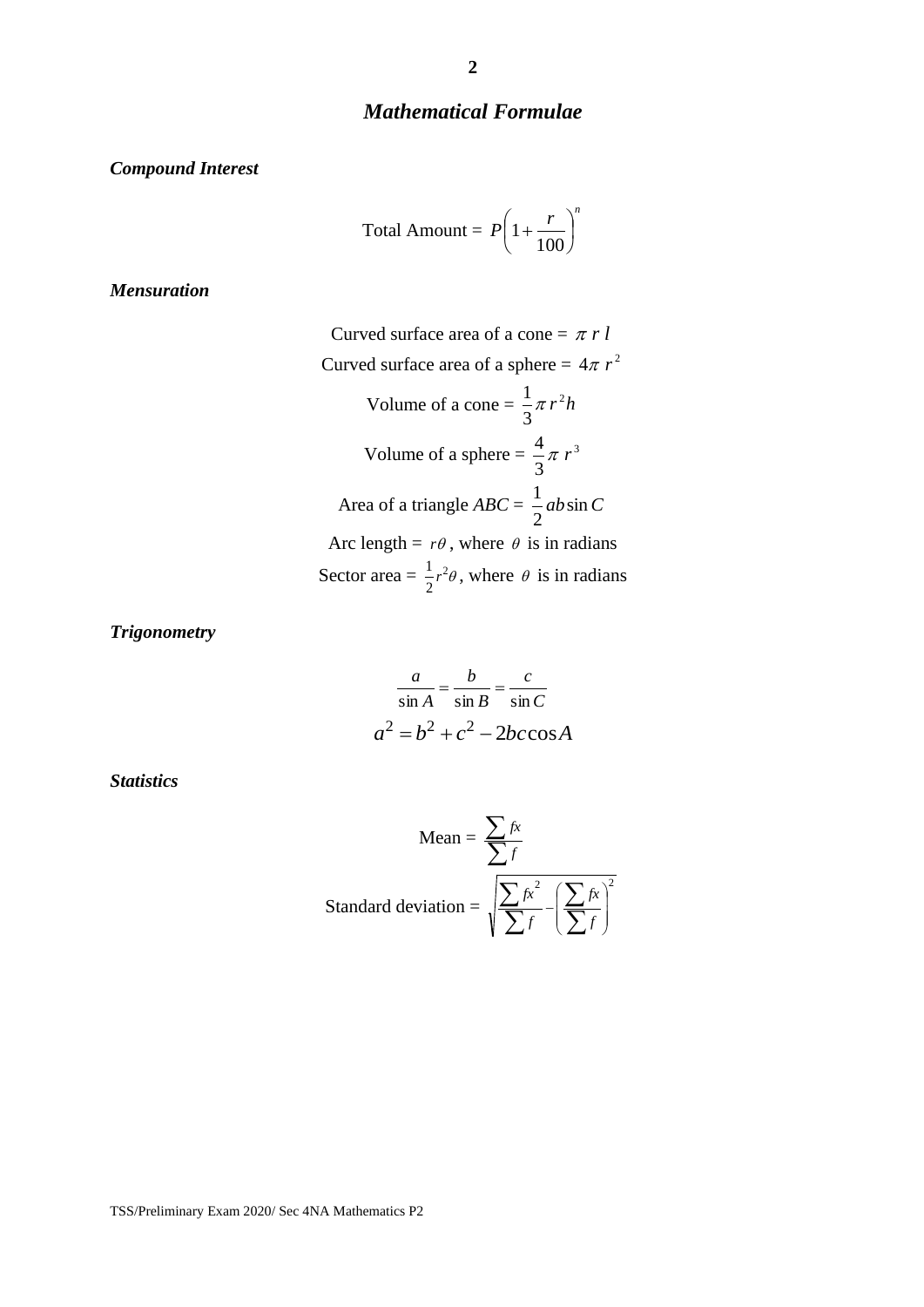# *Mathematical Formulae*

***Compound Interest***

$$\text{Total Amount} = P\left(1+\frac{r}{100}\right)^n$$

***Mensuration***

$$\text{Curved surface area of a cone} = \pi r l$$

$$\text{Curved surface area of a sphere} = 4\pi r^2$$

$$\text{Volume of a cone} = \frac{1}{3}\pi r^2 h$$

$$\text{Volume of a sphere} = \frac{4}{3}\pi r^3$$

$$\text{Area of a triangle } ABC = \frac{1}{2}ab\sin C$$

$$\text{Arc length} = r\theta\text{, where } \theta \text{ is in radians}$$

$$\text{Sector area} = \frac{1}{2}r^2\theta\text{, where } \theta \text{ is in radians}$$

***Trigonometry***

$$\frac{a}{\sin A} = \frac{b}{\sin B} = \frac{c}{\sin C}$$

$$a^2 = b^2 + c^2 - 2bc\cos A$$

***Statistics***

$$\text{Mean} = \frac{\sum fx}{\sum f}$$

$$\text{Standard deviation} = \sqrt{\frac{\sum fx^2}{\sum f} - \left(\frac{\sum fx}{\sum f}\right)^2}$$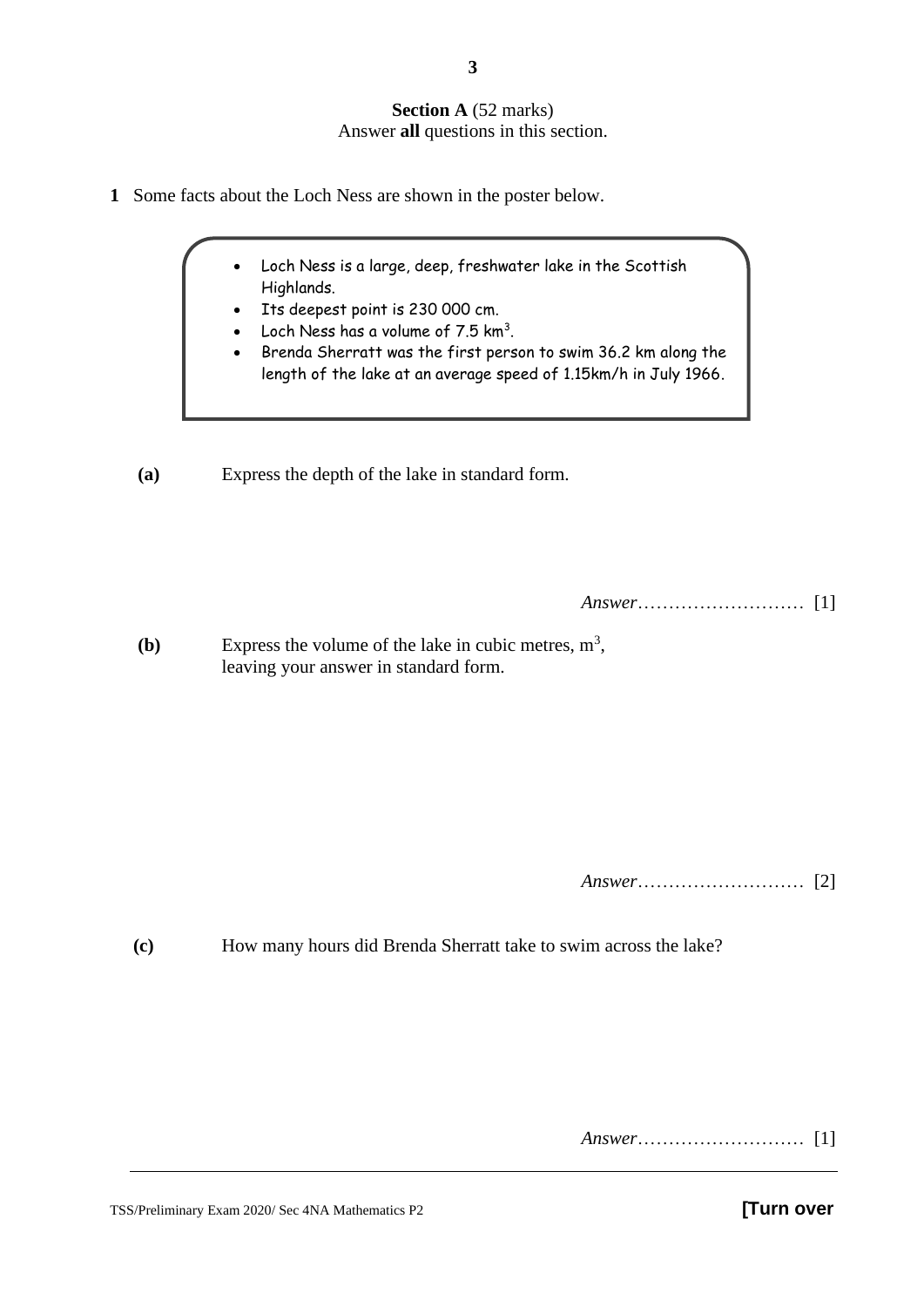**Section A** (52 marks)
Answer **all** questions in this section.

**1** Some facts about the Loch Ness are shown in the poster below.

- Loch Ness is a large, deep, freshwater lake in the Scottish Highlands.
- Its deepest point is 230 000 cm.
- Loch Ness has a volume of 7.5 $km^3$.
- Brenda Sherratt was the first person to swim 36.2 km along the length of the lake at an average speed of 1.15km/h in July 1966.

**(a)** Express the depth of the lake in standard form.

*Answer*……………………… [1]

**(b)** Express the volume of the lake in cubic metres, $m^3$, leaving your answer in standard form.

*Answer*……………………… [2]

**(c)** How many hours did Brenda Sherratt take to swim across the lake?

*Answer*……………………… [1]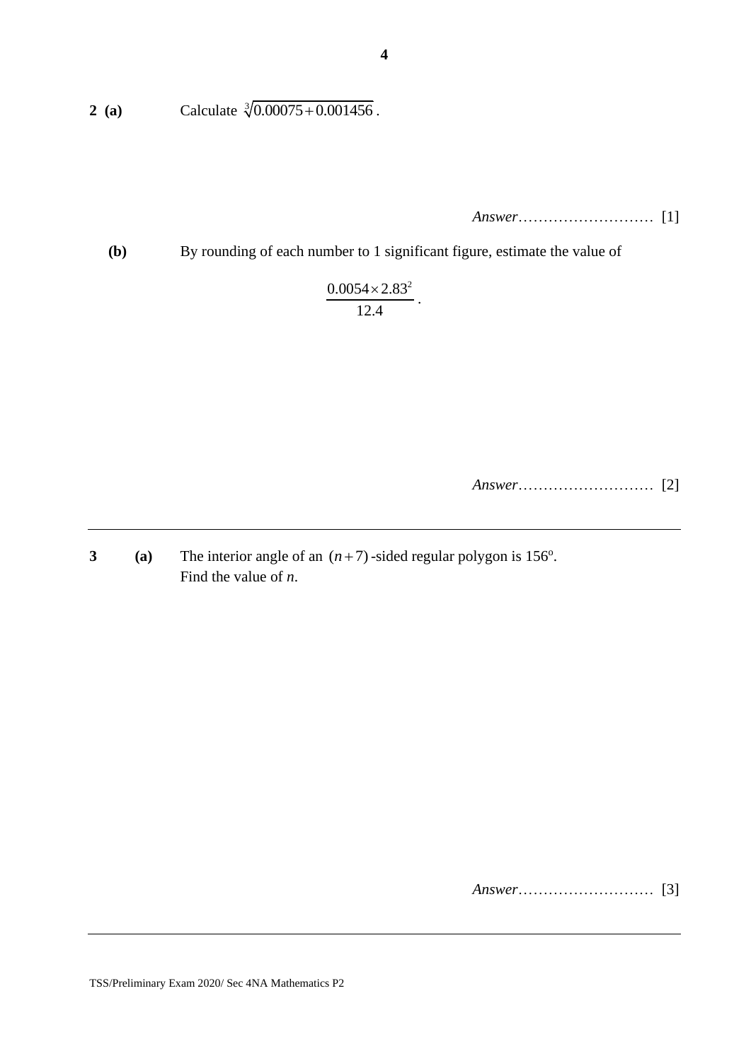**2 (a)** Calculate $\sqrt[3]{0.00075 + 0.001456}$.

*Answer*……………………… [1]

**(b)** By rounding of each number to 1 significant figure, estimate the value of

$$\frac{0.0054 \times 2.83^2}{12.4}.$$

*Answer*……………………… [2]

---

**3 (a)** The interior angle of an $(n+7)$-sided regular polygon is $156^\circ$.
Find the value of $n$.

*Answer*……………………… [3]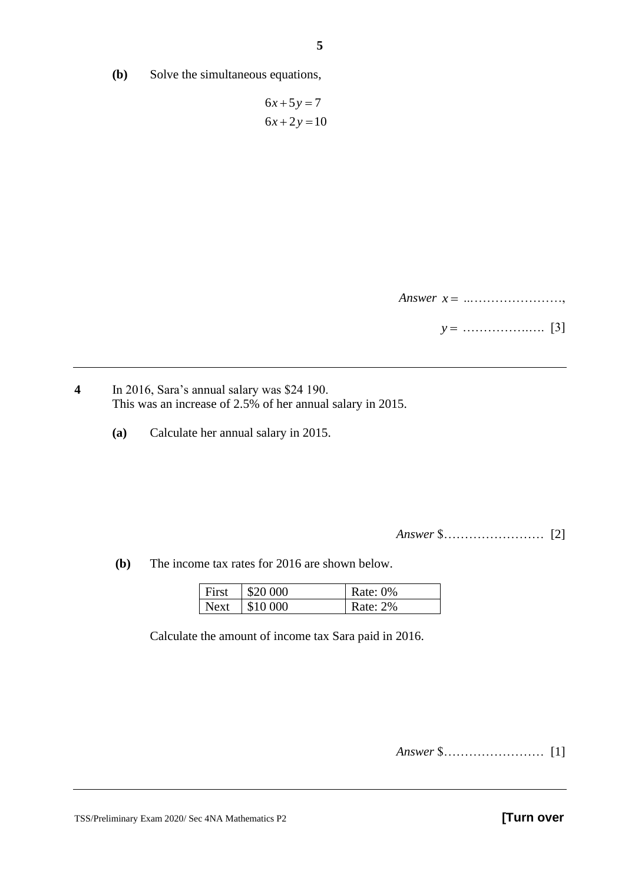**(b)** Solve the simultaneous equations,

$$6x + 5y = 7$$
$$6x + 2y = 10$$

*Answer* $x =$ ……………………,

$y =$ ……………….…. [3]

---

**4** In 2016, Sara's annual salary was \$24 190.
This was an increase of 2.5% of her annual salary in 2015.

**(a)** Calculate her annual salary in 2015.

*Answer* \$…………………… [2]

**(b)** The income tax rates for 2016 are shown below.

| | | |
|---|---|---|
| First | \$20 000 | Rate: 0% |
| Next | \$10 000 | Rate: 2% |

Calculate the amount of income tax Sara paid in 2016.

*Answer* \$…………………… [1]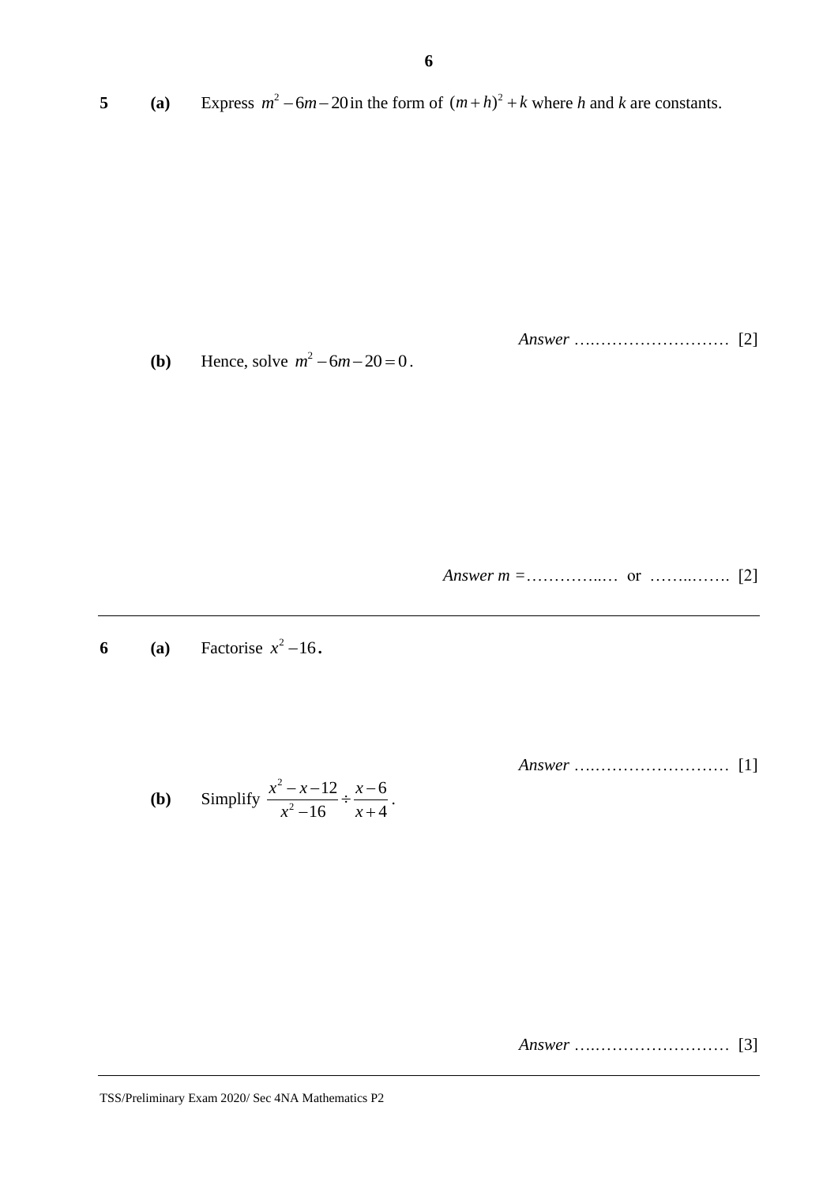**5** **(a)** Express $m^2 - 6m - 20$ in the form of $(m+h)^2 + k$ where $h$ and $k$ are constants.

*Answer* …………………………… [2]

**(b)** Hence, solve $m^2 - 6m - 20 = 0$.

*Answer* $m$ =……………… or ……..……. [2]

---

**6** **(a)** Factorise $x^2 - 16$.

*Answer* …………………………… [1]

**(b)** Simplify $\dfrac{x^2 - x - 12}{x^2 - 16} \div \dfrac{x-6}{x+4}$.

*Answer* …………………………… [3]

---

TSS/Preliminary Exam 2020/ Sec 4NA Mathematics P2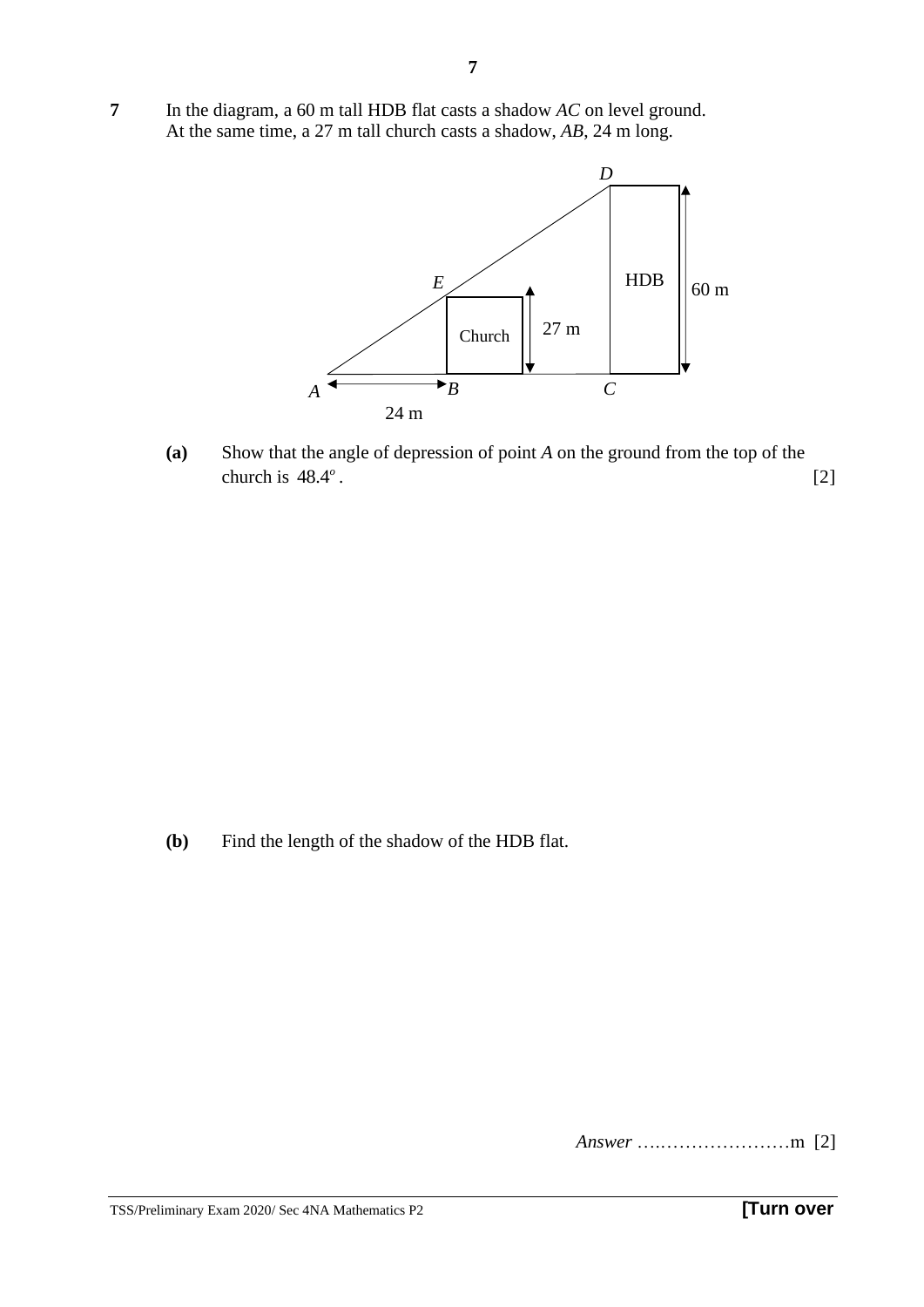**7** In the diagram, a 60 m tall HDB flat casts a shadow *AC* on level ground. At the same time, a 27 m tall church casts a shadow, *AB*, 24 m long.

D

E

HDB

60 m

Church

27 m

A

B

C

24 m

**(a)** Show that the angle of depression of point *A* on the ground from the top of the church is $48.4^o$. [2]

**(b)** Find the length of the shadow of the HDB flat.

*Answer* …………………………m [2]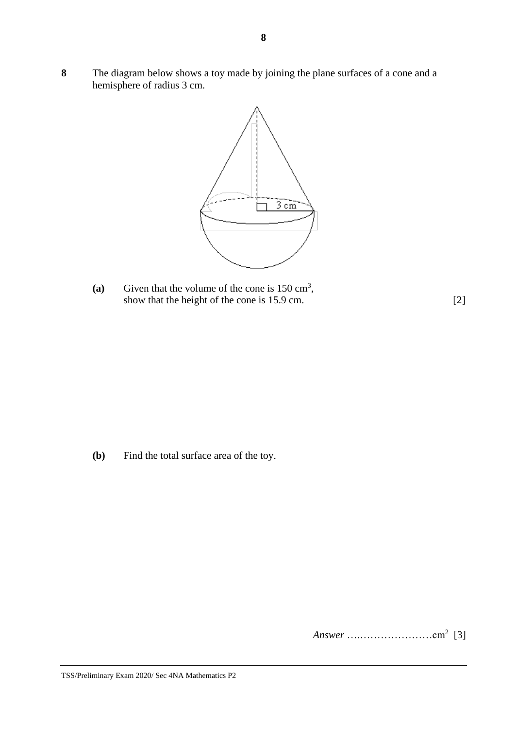**8** The diagram below shows a toy made by joining the plane surfaces of a cone and a hemisphere of radius 3 cm.

3 cm

**(a)** Given that the volume of the cone is 150 cm$^3$, show that the height of the cone is 15.9 cm. [2]

**(b)** Find the total surface area of the toy.

*Answer* ……………………cm$^2$ [3]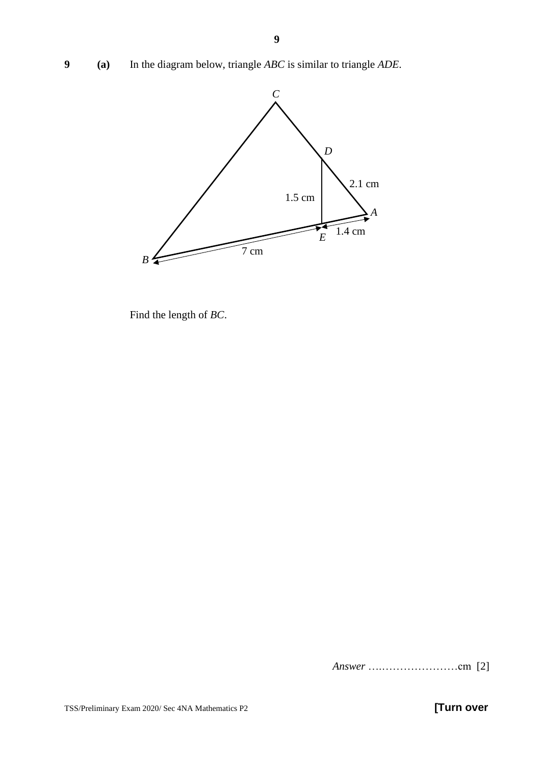**9** **(a)** In the diagram below, triangle *ABC* is similar to triangle *ADE*.

C

D

2.1 cm

1.5 cm

A

E

1.4 cm

7 cm

B

Find the length of *BC*.

*Answer* ……………………cm [2]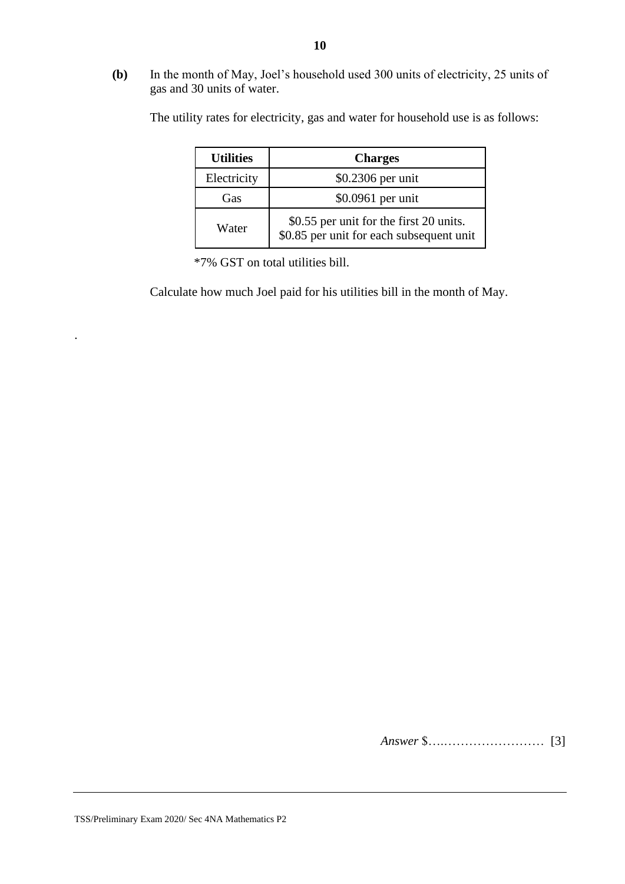**(b)** In the month of May, Joel's household used 300 units of electricity, 25 units of gas and 30 units of water.

The utility rates for electricity, gas and water for household use is as follows:

| Utilities | Charges |
| --- | --- |
| Electricity | $0.2306 per unit |
| Gas | $0.0961 per unit |
| Water | $0.55 per unit for the first 20 units.<br>$0.85 per unit for each subsequent unit |

*7% GST on total utilities bill.

Calculate how much Joel paid for his utilities bill in the month of May.

.

*Answer* $……………………… [3]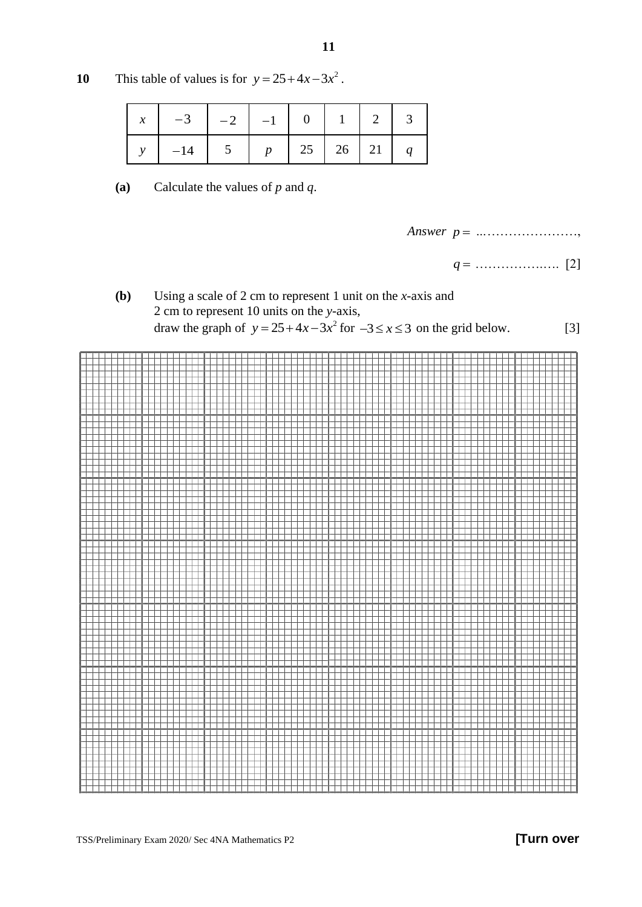**10** This table of values is for $y = 25 + 4x - 3x^2$.

| $x$ | $-3$ | $-2$ | $-1$ | $0$ | $1$ | $2$ | $3$ |
|---|---|---|---|---|---|---|---|
| $y$ | $-14$ | $5$ | $p$ | $25$ | $26$ | $21$ | $q$ |

**(a)** Calculate the values of $p$ and $q$.

*Answer* $p =$ ……………………,

$q =$ ……………….… [2]

**(b)** Using a scale of 2 cm to represent 1 unit on the $x$-axis and 2 cm to represent 10 units on the $y$-axis, draw the graph of $y = 25 + 4x - 3x^2$ for $-3 \leq x \leq 3$ on the grid below. [3]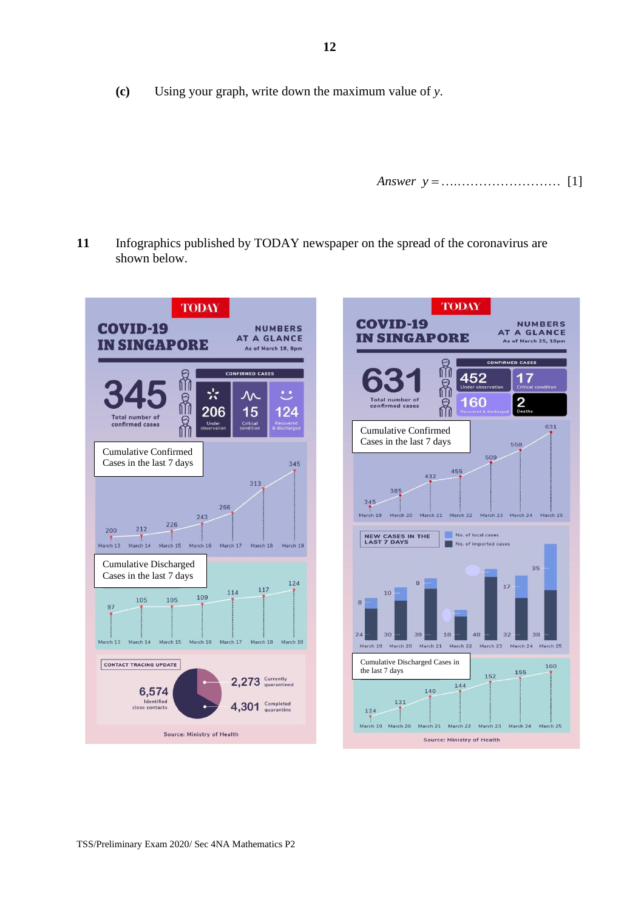**(c)** Using your graph, write down the maximum value of $y$.

*Answer* $y = \ldots\ldots\ldots\ldots\ldots\ldots\ldots\ldots\ldots$ [1]

**11** Infographics published by TODAY newspaper on the spread of the coronavirus are shown below.

TODAY

COVID-19 IN SINGAPORE

NUMBERS AT A GLANCE

As of March 19, 9pm

345 Total number of confirmed cases

CONFIRMED CASES

206 Under observation

15 Critical condition

124 Recovered & discharged

Cumulative Confirmed Cases in the last 7 days

200, 212, 226, 243, 266, 313, 345

March 13, March 14, March 15, March 16, March 17, March 18, March 19

Cumulative Discharged Cases in the last 7 days

97, 105, 105, 109, 114, 117, 124

March 13, March 14, March 15, March 16, March 17, March 18, March 19

CONTACT TRACING UPDATE

6,574 Identified close contacts

2,273 Currently quarantined

4,301 Completed quarantine

Source: Ministry of Health

TODAY

COVID-19 IN SINGAPORE

NUMBERS AT A GLANCE

As of March 25, 10pm

631 Total number of confirmed cases

CONFIRMED CASES

452 Under observation

17 Critical condition

160 Recovered & discharged

2 Deaths

Cumulative Confirmed Cases in the last 7 days

345, 385, 432, 455, 509, 558, 631

March 19, March 20, March 21, March 22, March 23, March 24, March 25

NEW CASES IN THE LAST 7 DAYS

No. of local cases

No. of imported cases

8, 10, 8, 35, 17

24, 30, 39, 18, 48, 32, 38

March 19, March 20, March 21, March 22, March 23, March 24, March 25

Cumulative Discharged Cases in the last 7 days

124, 131, 140, 144, 152, 155, 160

March 19, March 20, March 21, March 22, March 23, March 24, March 25

Source: Ministry of Health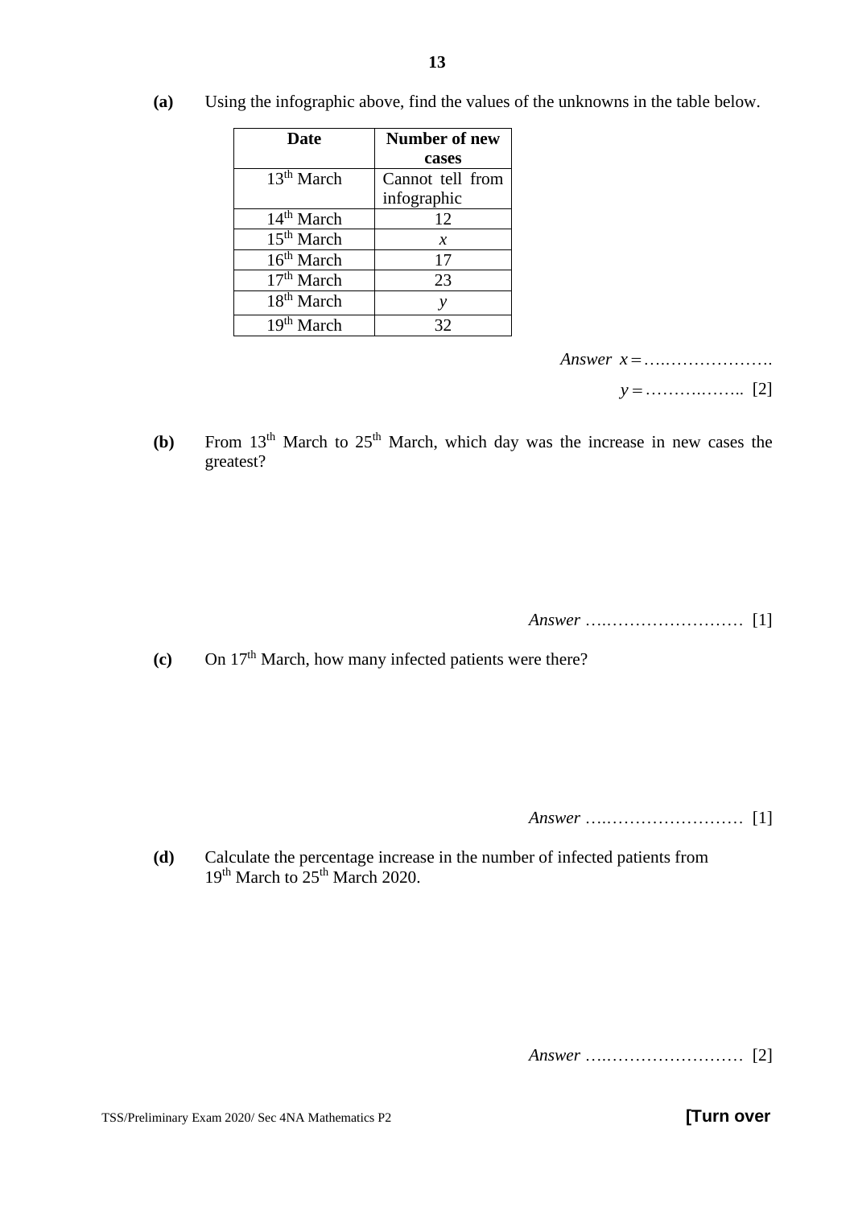**(a)** Using the infographic above, find the values of the unknowns in the table below.

| Date | Number of new cases |
|---|---|
| 13th March | Cannot tell from infographic |
| 14th March | 12 |
| 15th March | $x$ |
| 16th March | 17 |
| 17th March | 23 |
| 18th March | $y$ |
| 19th March | 32 |

*Answer* $x =$ …..……………….

$y =$ ……….…….. [2]

**(b)** From 13th March to 25th March, which day was the increase in new cases the greatest?

*Answer* ….…………………… [1]

**(c)** On 17th March, how many infected patients were there?

*Answer* ….…………………… [1]

**(d)** Calculate the percentage increase in the number of infected patients from 19th March to 25th March 2020.

*Answer* ….…………………… [2]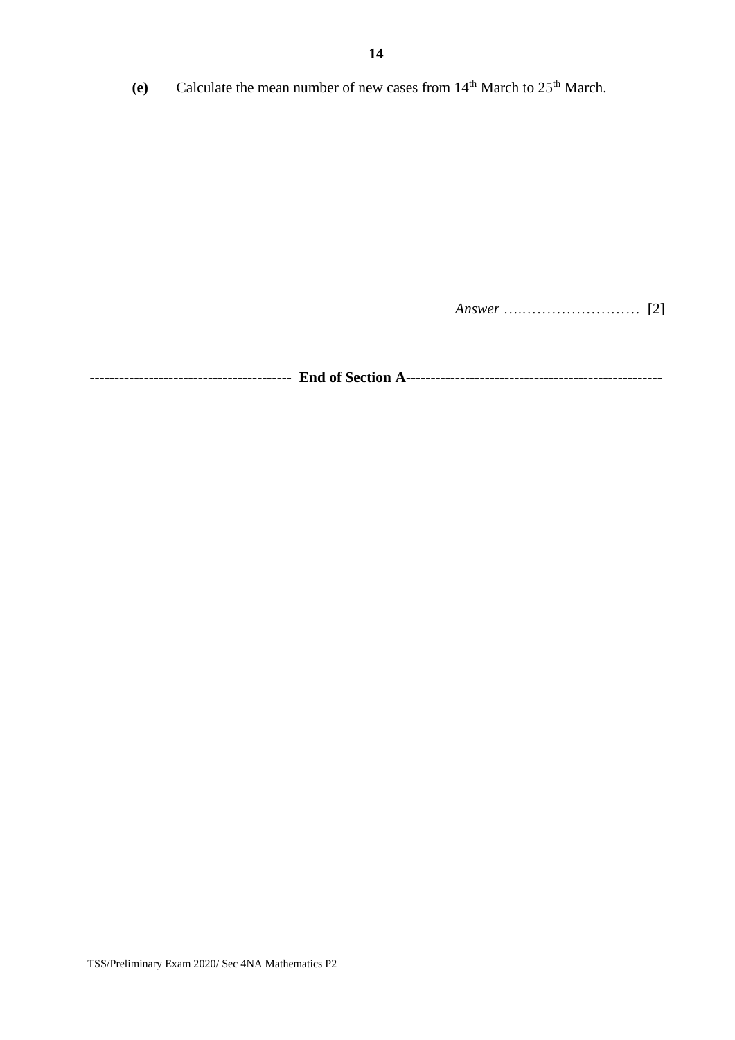**(e)** Calculate the mean number of new cases from 14th March to 25th March.

*Answer* ….…………………… [2]

---------------------------------------- **End of Section A**----------------------------------------------------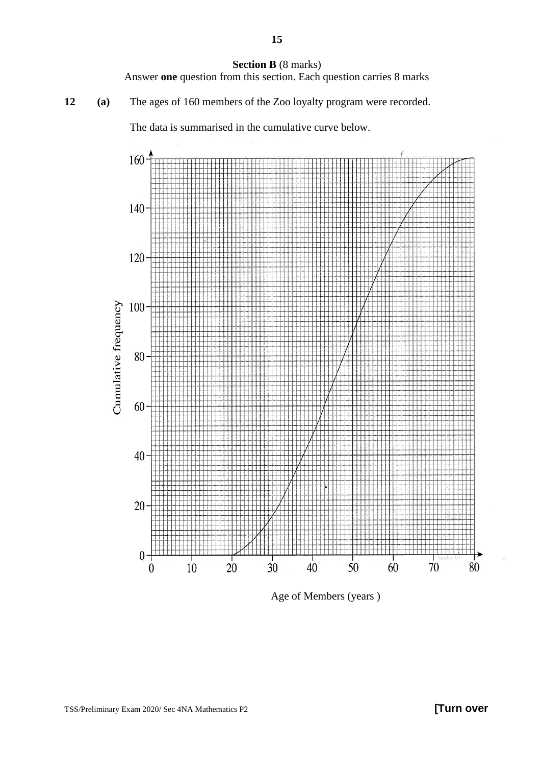**Section B** (8 marks)

Answer **one** question from this section. Each question carries 8 marks

**12 (a)** The ages of 160 members of the Zoo loyalty program were recorded.

The data is summarised in the cumulative curve below.

Cumulative frequency

160
140
120
100
80
60
40
20
0

0 10 20 30 40 50 60 70 80

Age of Members (years )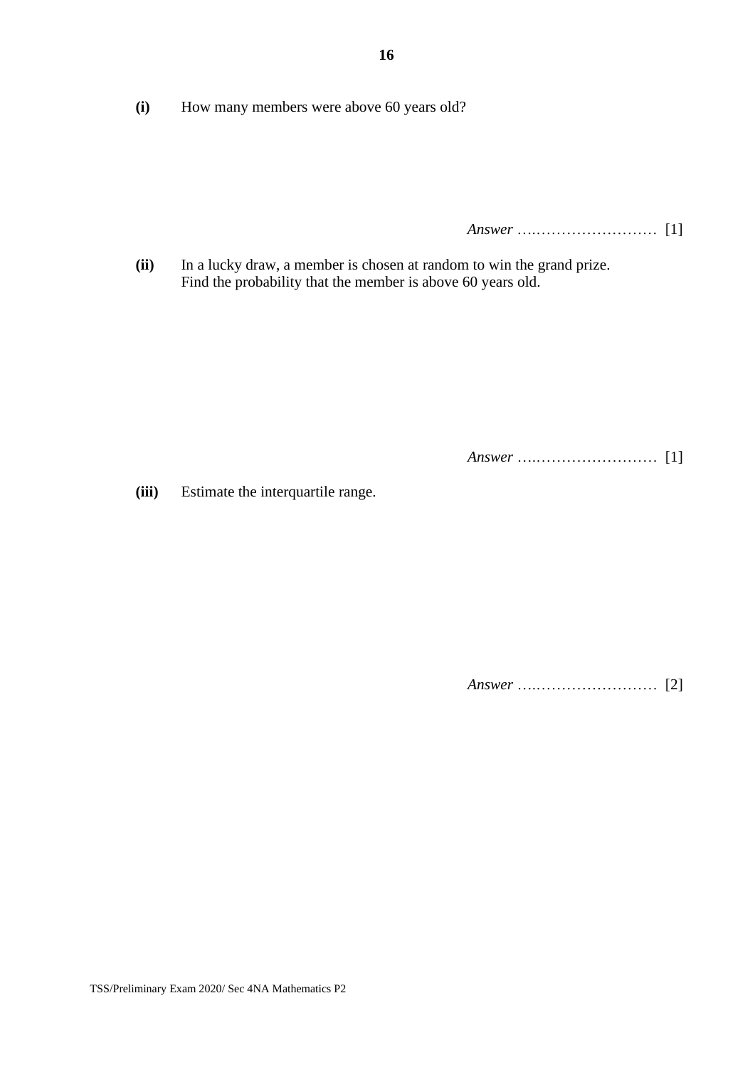**(i)** How many members were above 60 years old?

*Answer* ………………………… [1]

**(ii)** In a lucky draw, a member is chosen at random to win the grand prize.
Find the probability that the member is above 60 years old.

*Answer* ………………………… [1]

**(iii)** Estimate the interquartile range.

*Answer* ………………………… [2]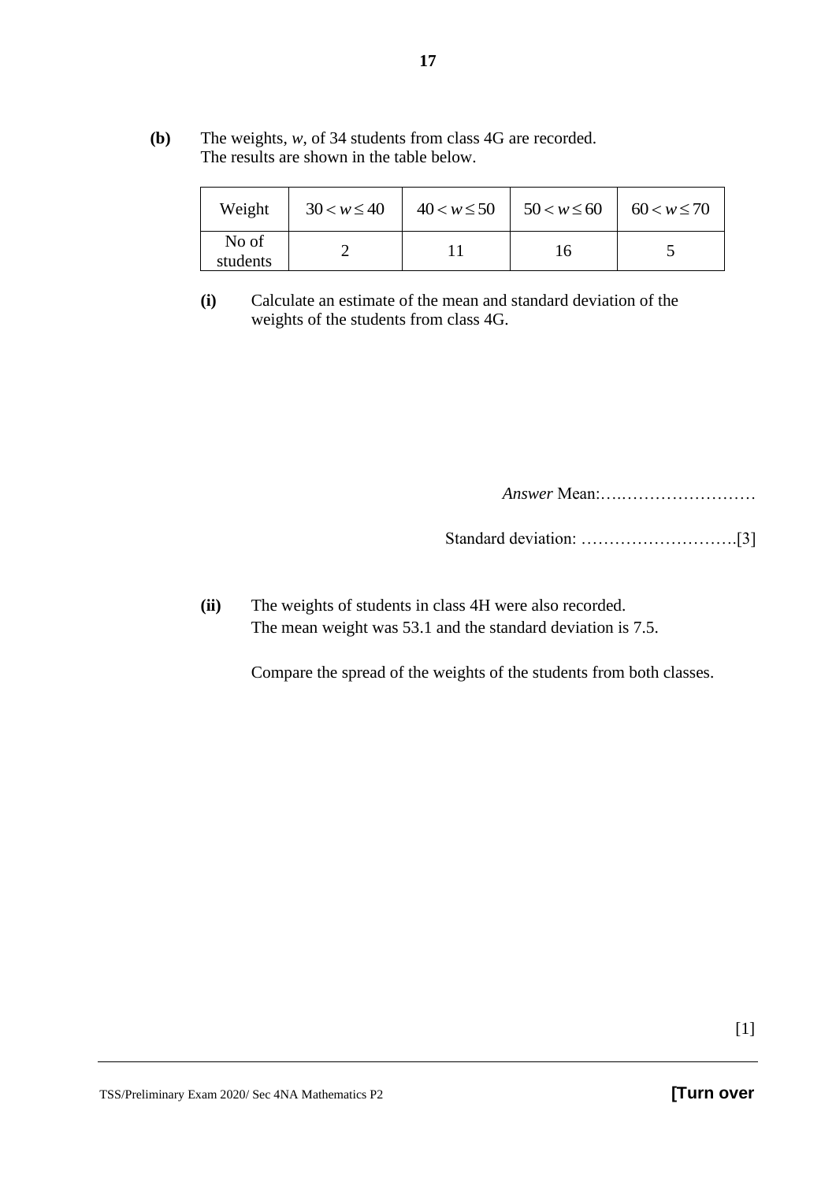**(b)** The weights, $w$, of 34 students from class 4G are recorded.
The results are shown in the table below.

| Weight | $30 < w \leq 40$ | $40 < w \leq 50$ | $50 < w \leq 60$ | $60 < w \leq 70$ |
|---|---|---|---|---|
| No of students | 2 | 11 | 16 | 5 |

**(i)** Calculate an estimate of the mean and standard deviation of the weights of the students from class 4G.

*Answer* Mean:…..……………………

Standard deviation: ……………………….[3]

**(ii)** The weights of students in class 4H were also recorded.
The mean weight was 53.1 and the standard deviation is 7.5.

Compare the spread of the weights of the students from both classes.

[1]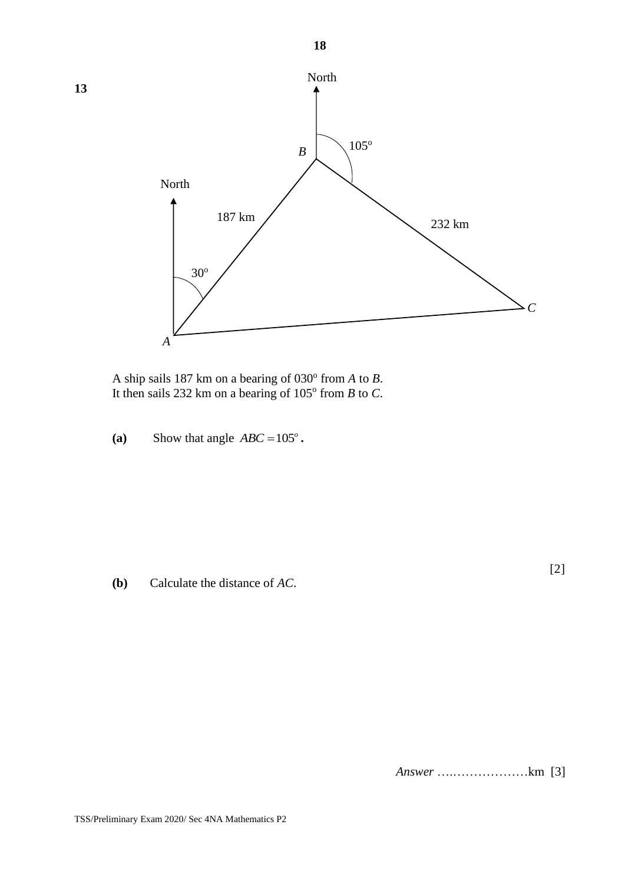**13**

North

North

105°

*B*

187 km

232 km

30°

*C*

*A*

A ship sails 187 km on a bearing of 030° from *A* to *B*.
It then sails 232 km on a bearing of 105° from *B* to *C*.

**(a)** Show that angle $ABC = 105^o$ .

[2]

**(b)** Calculate the distance of *AC*.

*Answer* …………………km [3]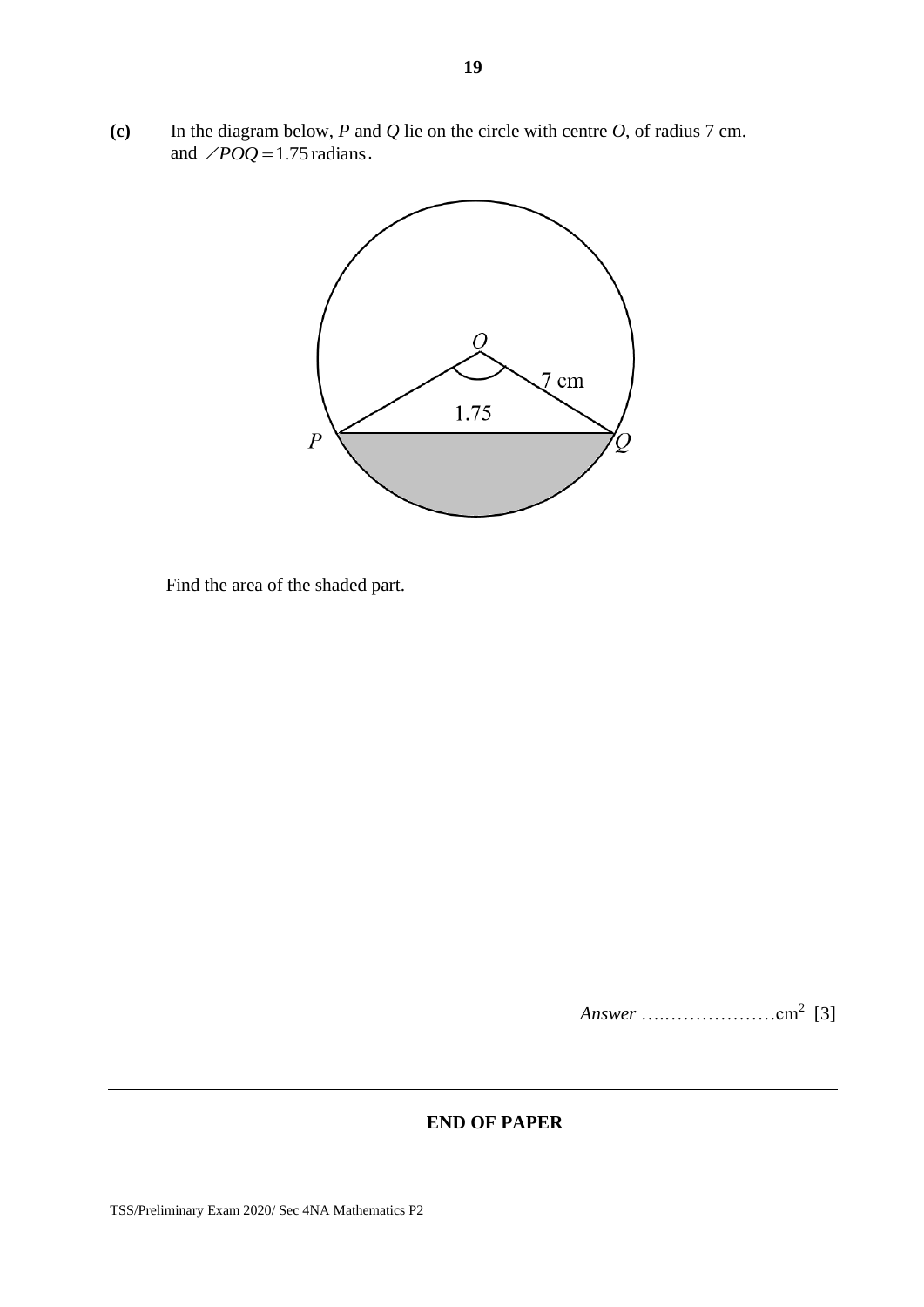**(c)** In the diagram below, $P$ and $Q$ lie on the circle with centre $O$, of radius 7 cm. and $\angle POQ = 1.75$ radians.

Find the area of the shaded part.

*Answer* ……………………cm$^2$ [3]

---

**END OF PAPER**